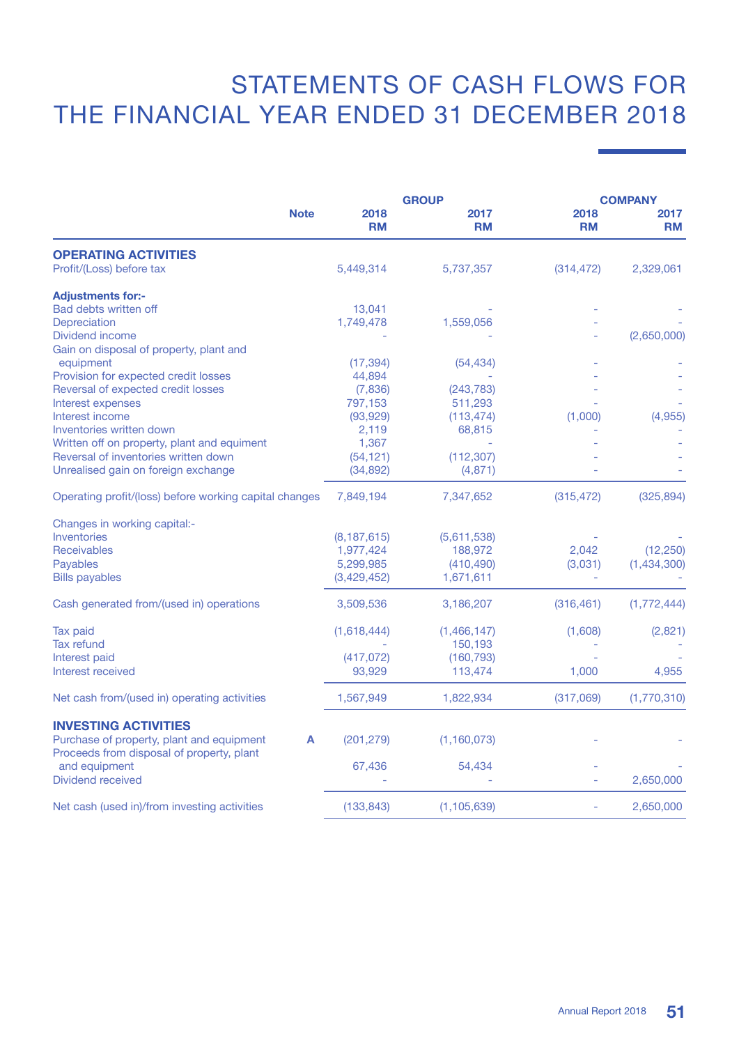# STATEMENTS OF CASH FLOWS FOR THE FINANCIAL YEAR ENDED 31 DECEMBER 2018

| | Note | GROUP | | COMPANY | |
|---|---|---|---|---|---|
| | | 2018 RM | 2017 RM | 2018 RM | 2017 RM |
| **OPERATING ACTIVITIES** | | | | | |
| Profit/(Loss) before tax | | 5,449,314 | 5,737,357 | (314,472) | 2,329,061 |
| **Adjustments for:-** | | | | | |
| Bad debts written off | | 13,041 | - | - | - |
| Depreciation | | 1,749,478 | 1,559,056 | - | - |
| Dividend income | | - | - | - | (2,650,000) |
| Gain on disposal of property, plant and equipment | | (17,394) | (54,434) | - | - |
| Provision for expected credit losses | | 44,894 | - | - | - |
| Reversal of expected credit losses | | (7,836) | (243,783) | - | - |
| Interest expenses | | 797,153 | 511,293 | - | - |
| Interest income | | (93,929) | (113,474) | (1,000) | (4,955) |
| Inventories written down | | 2,119 | 68,815 | - | - |
| Written off on property, plant and equiment | | 1,367 | - | - | - |
| Reversal of inventories written down | | (54,121) | (112,307) | - | - |
| Unrealised gain on foreign exchange | | (34,892) | (4,871) | - | - |
| Operating profit/(loss) before working capital changes | | 7,849,194 | 7,347,652 | (315,472) | (325,894) |
| Changes in working capital:- | | | | | |
| Inventories | | (8,187,615) | (5,611,538) | - | - |
| Receivables | | 1,977,424 | 188,972 | 2,042 | (12,250) |
| Payables | | 5,299,985 | (410,490) | (3,031) | (1,434,300) |
| Bills payables | | (3,429,452) | 1,671,611 | - | - |
| Cash generated from/(used in) operations | | 3,509,536 | 3,186,207 | (316,461) | (1,772,444) |
| Tax paid | | (1,618,444) | (1,466,147) | (1,608) | (2,821) |
| Tax refund | | - | 150,193 | - | - |
| Interest paid | | (417,072) | (160,793) | - | - |
| Interest received | | 93,929 | 113,474 | 1,000 | 4,955 |
| Net cash from/(used in) operating activities | | 1,567,949 | 1,822,934 | (317,069) | (1,770,310) |
| **INVESTING ACTIVITIES** | | | | | |
| Purchase of property, plant and equipment | A | (201,279) | (1,160,073) | - | - |
| Proceeds from disposal of property, plant and equipment | | 67,436 | 54,434 | - | - |
| Dividend received | | - | - | - | 2,650,000 |
| Net cash (used in)/from investing activities | | (133,843) | (1,105,639) | - | 2,650,000 |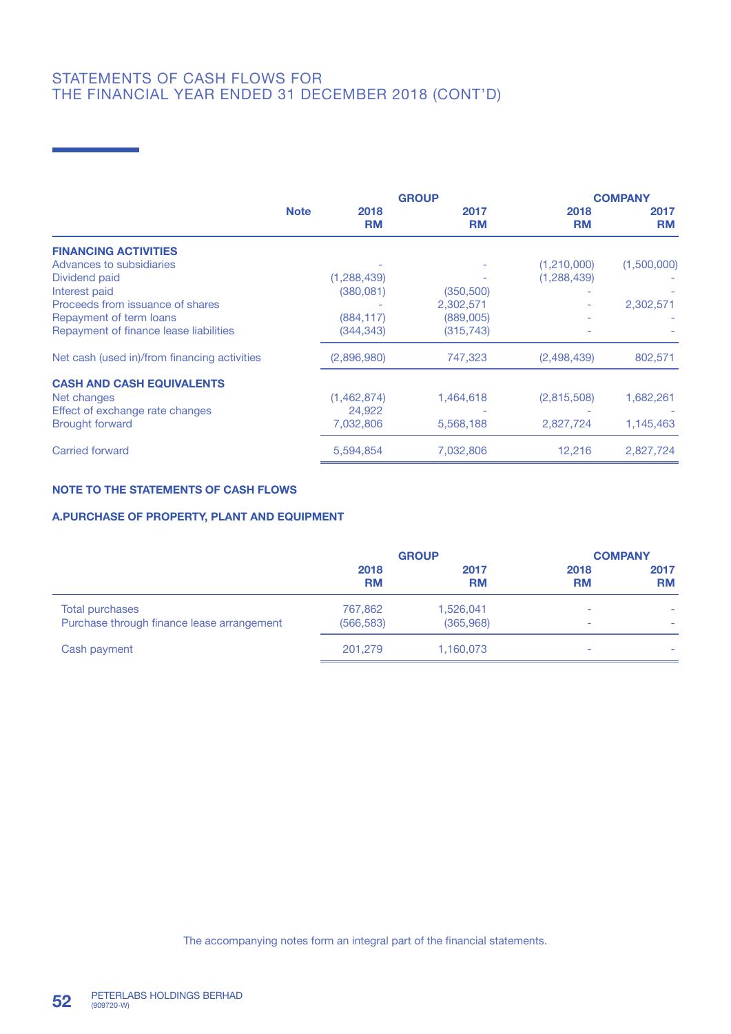# STATEMENTS OF CASH FLOWS FOR THE FINANCIAL YEAR ENDED 31 DECEMBER 2018 (CONT'D)

| | Note | GROUP | | COMPANY | |
|---|---|---|---|---|---|
| | | 2018 RM | 2017 RM | 2018 RM | 2017 RM |
| **FINANCING ACTIVITIES** | | | | | |
| Advances to subsidiaries | | - | - | (1,210,000) | (1,500,000) |
| Dividend paid | | (1,288,439) | - | (1,288,439) | - |
| Interest paid | | (380,081) | (350,500) | - | - |
| Proceeds from issuance of shares | | - | 2,302,571 | - | 2,302,571 |
| Repayment of term loans | | (884,117) | (889,005) | - | - |
| Repayment of finance lease liabilities | | (344,343) | (315,743) | - | - |
| Net cash (used in)/from financing activities | | (2,896,980) | 747,323 | (2,498,439) | 802,571 |
| **CASH AND CASH EQUIVALENTS** | | | | | |
| Net changes | | (1,462,874) | 1,464,618 | (2,815,508) | 1,682,261 |
| Effect of exchange rate changes | | 24,922 | - | - | - |
| Brought forward | | 7,032,806 | 5,568,188 | 2,827,724 | 1,145,463 |
| Carried forward | | 5,594,854 | 7,032,806 | 12,216 | 2,827,724 |

**NOTE TO THE STATEMENTS OF CASH FLOWS**

**A.PURCHASE OF PROPERTY, PLANT AND EQUIPMENT**

| | GROUP | | COMPANY | |
|---|---|---|---|---|
| | 2018 RM | 2017 RM | 2018 RM | 2017 RM |
| Total purchases | 767,862 | 1,526,041 | - | - |
| Purchase through finance lease arrangement | (566,583) | (365,968) | - | - |
| Cash payment | 201,279 | 1,160,073 | - | - |

The accompanying notes form an integral part of the financial statements.